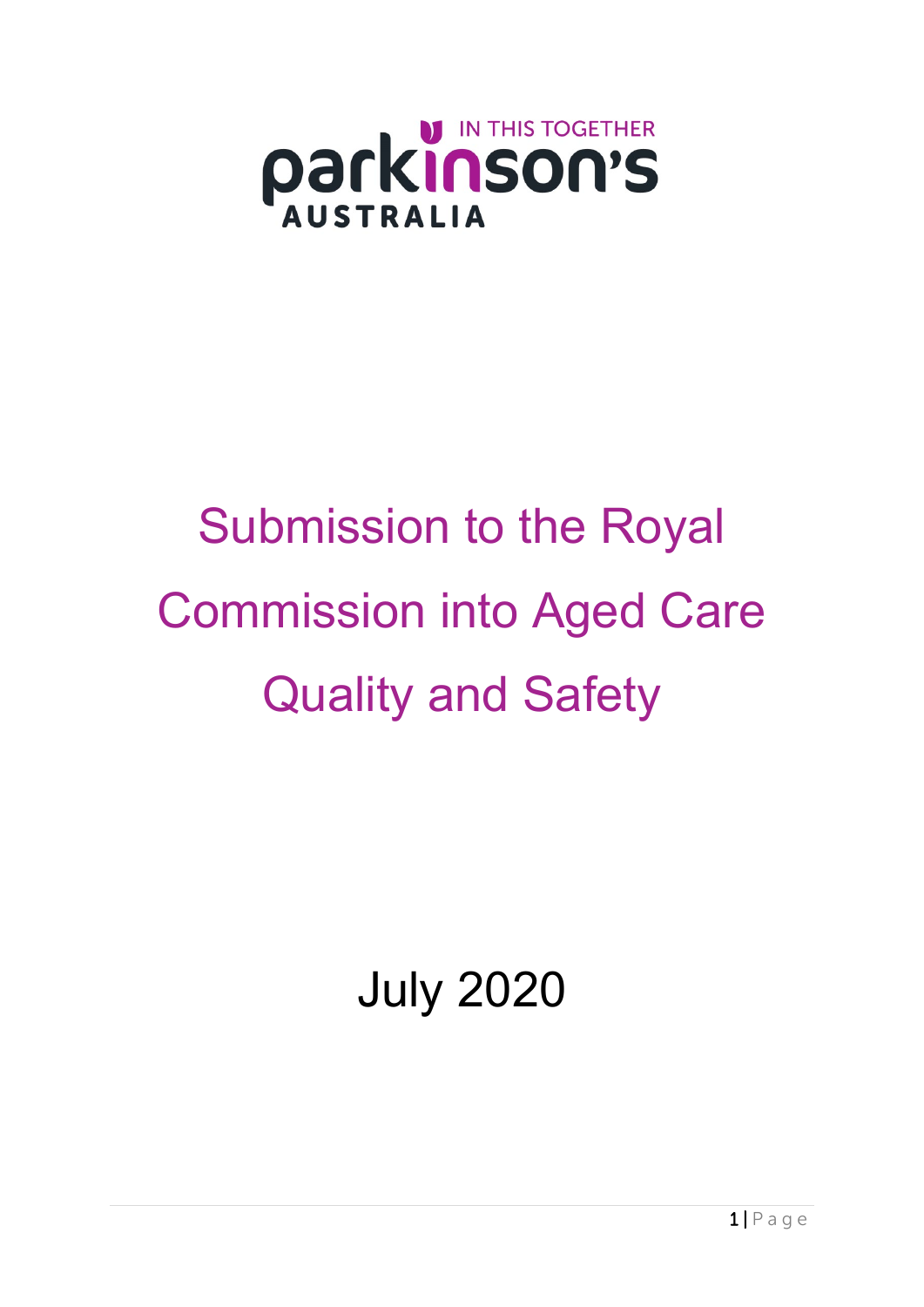parkinson's AUSTRALIA

IN THIS TOGETHER

# Submission to the Royal Commission into Aged Care Quality and Safety

July 2020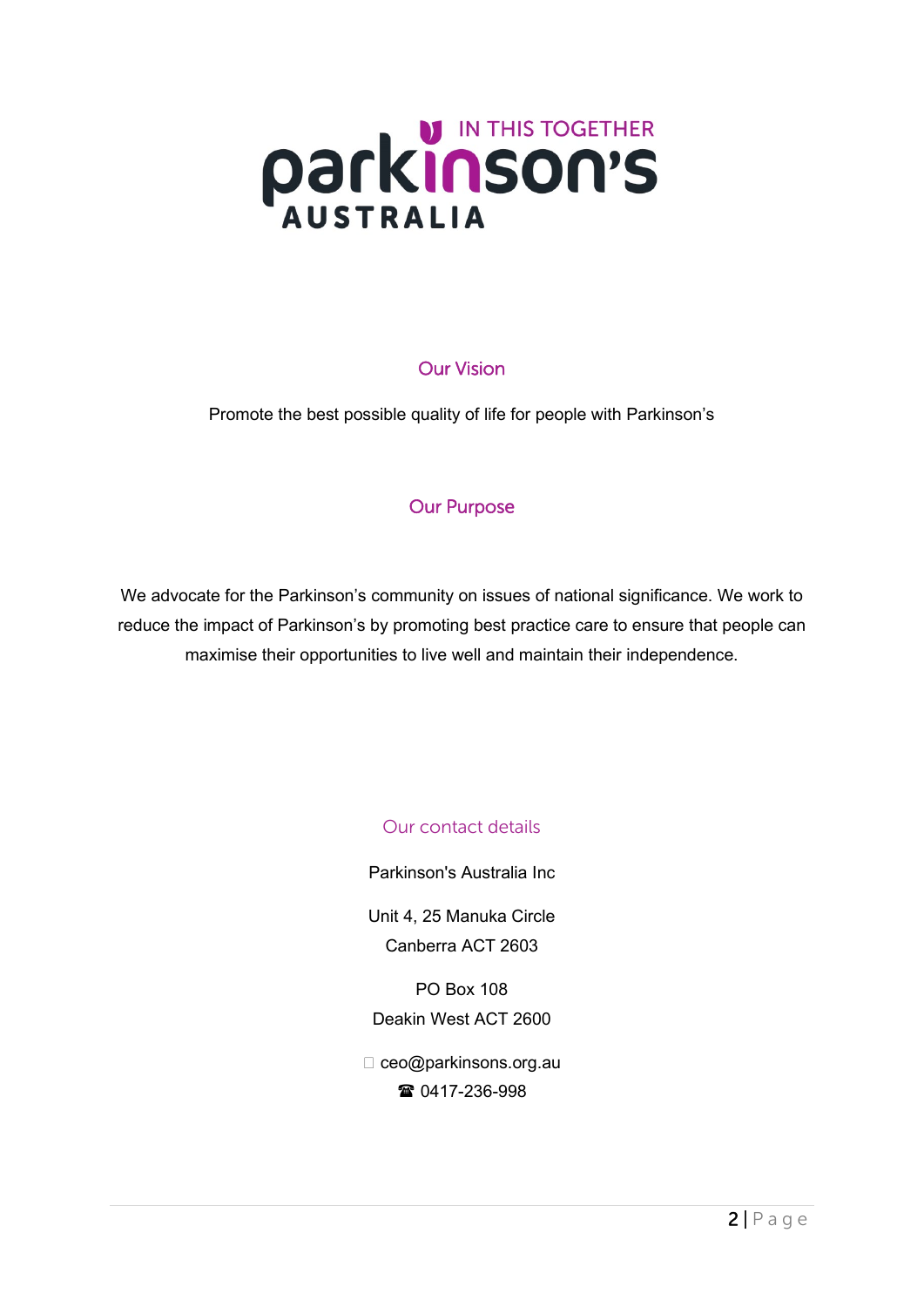## Our Vision

Promote the best possible quality of life for people with Parkinson's

## Our Purpose

We advocate for the Parkinson's community on issues of national significance. We work to reduce the impact of Parkinson's by promoting best practice care to ensure that people can maximise their opportunities to live well and maintain their independence.

## Our contact details

Parkinson's Australia Inc

Unit 4, 25 Manuka Circle
Canberra ACT 2603

PO Box 108
Deakin West ACT 2600

ceo@parkinsons.org.au
☎ 0417-236-998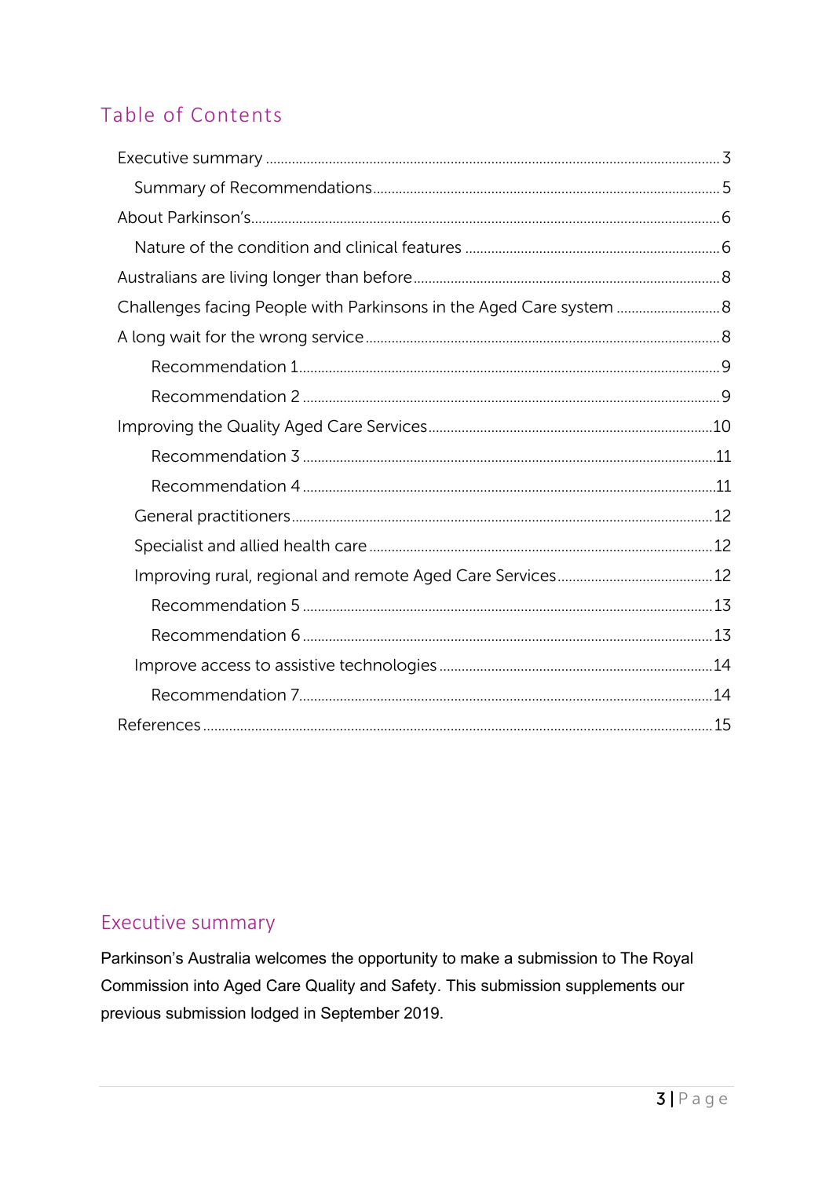## Table of Contents

- Executive summary ... 3
  - Summary of Recommendations ... 5
- About Parkinson's ... 6
  - Nature of the condition and clinical features ... 6
- Australians are living longer than before ... 8
- Challenges facing People with Parkinsons in the Aged Care system ... 8
- A long wait for the wrong service ... 8
    - Recommendation 1 ... 9
    - Recommendation 2 ... 9
- Improving the Quality Aged Care Services ... 10
    - Recommendation 3 ... 11
    - Recommendation 4 ... 11
  - General practitioners ... 12
  - Specialist and allied health care ... 12
  - Improving rural, regional and remote Aged Care Services ... 12
    - Recommendation 5 ... 13
    - Recommendation 6 ... 13
  - Improve access to assistive technologies ... 14
    - Recommendation 7 ... 14
- References ... 15

## Executive summary

Parkinson's Australia welcomes the opportunity to make a submission to The Royal Commission into Aged Care Quality and Safety. This submission supplements our previous submission lodged in September 2019.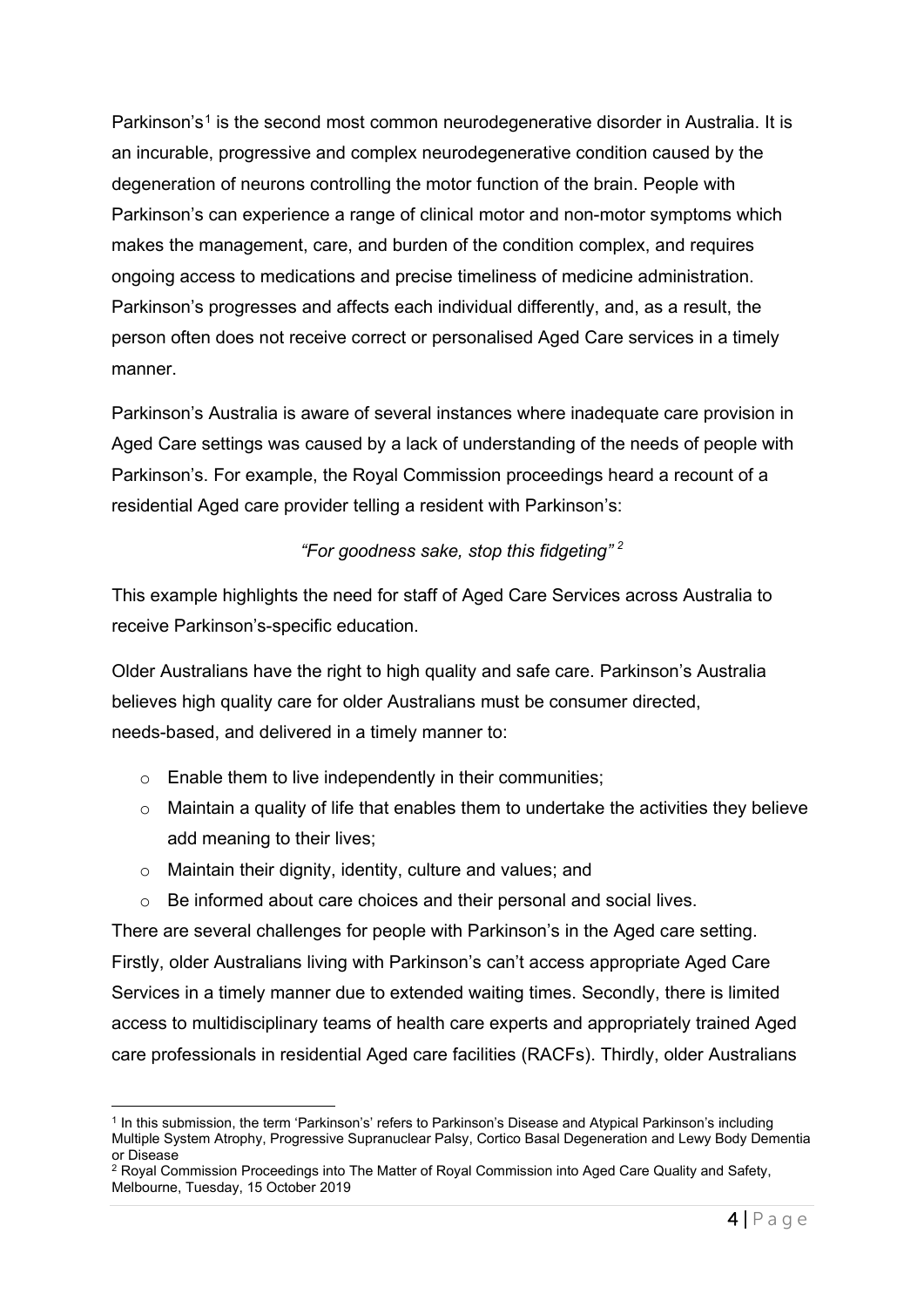Parkinson's[1] is the second most common neurodegenerative disorder in Australia. It is an incurable, progressive and complex neurodegenerative condition caused by the degeneration of neurons controlling the motor function of the brain. People with Parkinson's can experience a range of clinical motor and non-motor symptoms which makes the management, care, and burden of the condition complex, and requires ongoing access to medications and precise timeliness of medicine administration. Parkinson's progresses and affects each individual differently, and, as a result, the person often does not receive correct or personalised Aged Care services in a timely manner.

Parkinson's Australia is aware of several instances where inadequate care provision in Aged Care settings was caused by a lack of understanding of the needs of people with Parkinson's. For example, the Royal Commission proceedings heard a recount of a residential Aged care provider telling a resident with Parkinson's:

*"For goodness sake, stop this fidgeting"* [2]

This example highlights the need for staff of Aged Care Services across Australia to receive Parkinson's-specific education.

Older Australians have the right to high quality and safe care. Parkinson's Australia believes high quality care for older Australians must be consumer directed, needs-based, and delivered in a timely manner to:

- Enable them to live independently in their communities;
- Maintain a quality of life that enables them to undertake the activities they believe add meaning to their lives;
- Maintain their dignity, identity, culture and values; and
- Be informed about care choices and their personal and social lives.

There are several challenges for people with Parkinson's in the Aged care setting. Firstly, older Australians living with Parkinson's can't access appropriate Aged Care Services in a timely manner due to extended waiting times. Secondly, there is limited access to multidisciplinary teams of health care experts and appropriately trained Aged care professionals in residential Aged care facilities (RACFs). Thirdly, older Australians

---

[1] In this submission, the term 'Parkinson's' refers to Parkinson's Disease and Atypical Parkinson's including Multiple System Atrophy, Progressive Supranuclear Palsy, Cortico Basal Degeneration and Lewy Body Dementia or Disease

[2] Royal Commission Proceedings into The Matter of Royal Commission into Aged Care Quality and Safety, Melbourne, Tuesday, 15 October 2019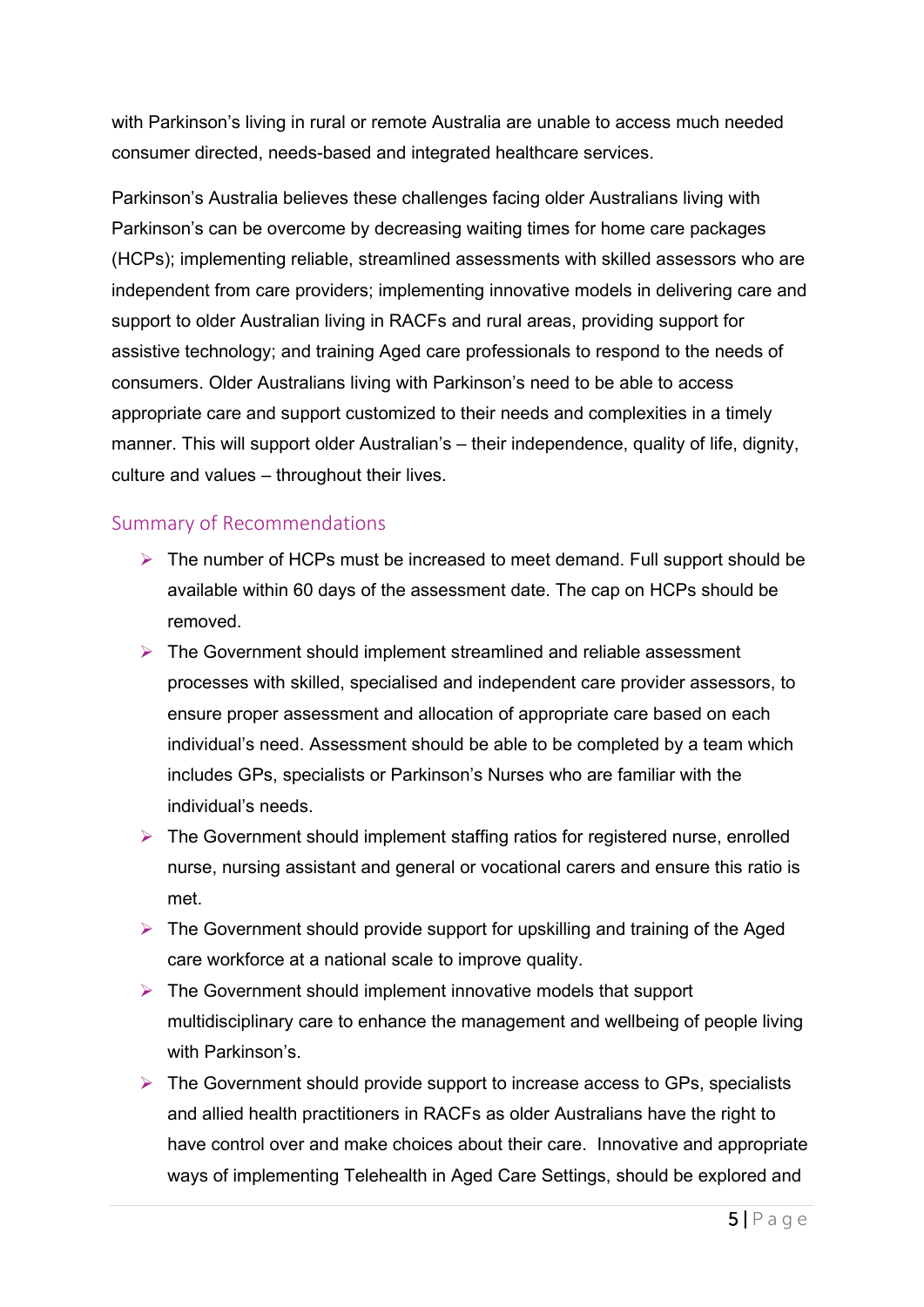with Parkinson's living in rural or remote Australia are unable to access much needed consumer directed, needs-based and integrated healthcare services.

Parkinson's Australia believes these challenges facing older Australians living with Parkinson's can be overcome by decreasing waiting times for home care packages (HCPs); implementing reliable, streamlined assessments with skilled assessors who are independent from care providers; implementing innovative models in delivering care and support to older Australian living in RACFs and rural areas, providing support for assistive technology; and training Aged care professionals to respond to the needs of consumers. Older Australians living with Parkinson's need to be able to access appropriate care and support customized to their needs and complexities in a timely manner. This will support older Australian's – their independence, quality of life, dignity, culture and values – throughout their lives.

## Summary of Recommendations

- The number of HCPs must be increased to meet demand. Full support should be available within 60 days of the assessment date. The cap on HCPs should be removed.
- The Government should implement streamlined and reliable assessment processes with skilled, specialised and independent care provider assessors, to ensure proper assessment and allocation of appropriate care based on each individual's need. Assessment should be able to be completed by a team which includes GPs, specialists or Parkinson's Nurses who are familiar with the individual's needs.
- The Government should implement staffing ratios for registered nurse, enrolled nurse, nursing assistant and general or vocational carers and ensure this ratio is met.
- The Government should provide support for upskilling and training of the Aged care workforce at a national scale to improve quality.
- The Government should implement innovative models that support multidisciplinary care to enhance the management and wellbeing of people living with Parkinson's.
- The Government should provide support to increase access to GPs, specialists and allied health practitioners in RACFs as older Australians have the right to have control over and make choices about their care. Innovative and appropriate ways of implementing Telehealth in Aged Care Settings, should be explored and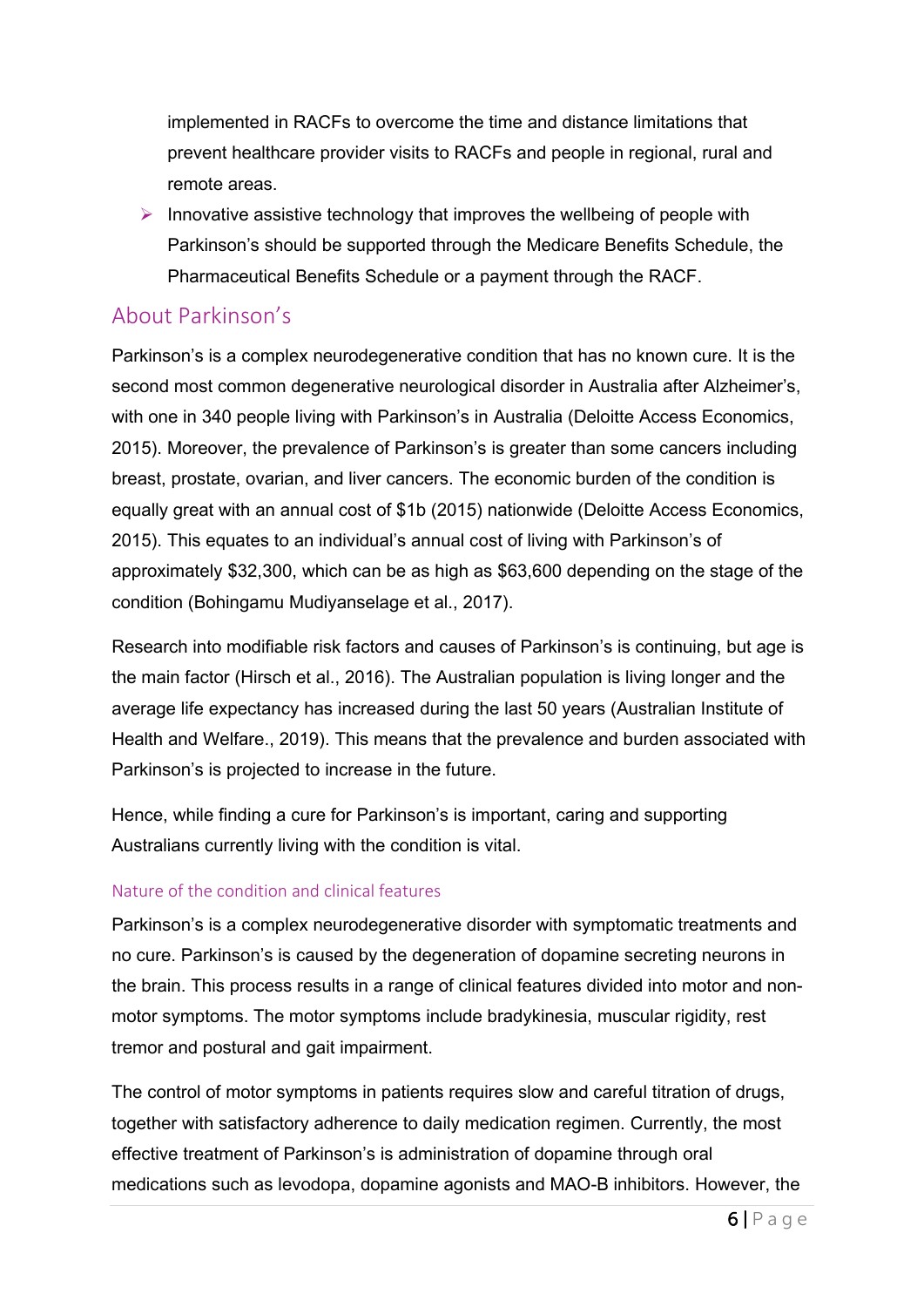implemented in RACFs to overcome the time and distance limitations that prevent healthcare provider visits to RACFs and people in regional, rural and remote areas.

- Innovative assistive technology that improves the wellbeing of people with Parkinson's should be supported through the Medicare Benefits Schedule, the Pharmaceutical Benefits Schedule or a payment through the RACF.

## About Parkinson's

Parkinson's is a complex neurodegenerative condition that has no known cure. It is the second most common degenerative neurological disorder in Australia after Alzheimer's, with one in 340 people living with Parkinson's in Australia (Deloitte Access Economics, 2015). Moreover, the prevalence of Parkinson's is greater than some cancers including breast, prostate, ovarian, and liver cancers. The economic burden of the condition is equally great with an annual cost of $1b (2015) nationwide (Deloitte Access Economics, 2015). This equates to an individual's annual cost of living with Parkinson's of approximately $32,300, which can be as high as $63,600 depending on the stage of the condition (Bohingamu Mudiyanselage et al., 2017).

Research into modifiable risk factors and causes of Parkinson's is continuing, but age is the main factor (Hirsch et al., 2016). The Australian population is living longer and the average life expectancy has increased during the last 50 years (Australian Institute of Health and Welfare., 2019). This means that the prevalence and burden associated with Parkinson's is projected to increase in the future.

Hence, while finding a cure for Parkinson's is important, caring and supporting Australians currently living with the condition is vital.

### Nature of the condition and clinical features

Parkinson's is a complex neurodegenerative disorder with symptomatic treatments and no cure. Parkinson's is caused by the degeneration of dopamine secreting neurons in the brain. This process results in a range of clinical features divided into motor and non-motor symptoms. The motor symptoms include bradykinesia, muscular rigidity, rest tremor and postural and gait impairment.

The control of motor symptoms in patients requires slow and careful titration of drugs, together with satisfactory adherence to daily medication regimen. Currently, the most effective treatment of Parkinson's is administration of dopamine through oral medications such as levodopa, dopamine agonists and MAO-B inhibitors. However, the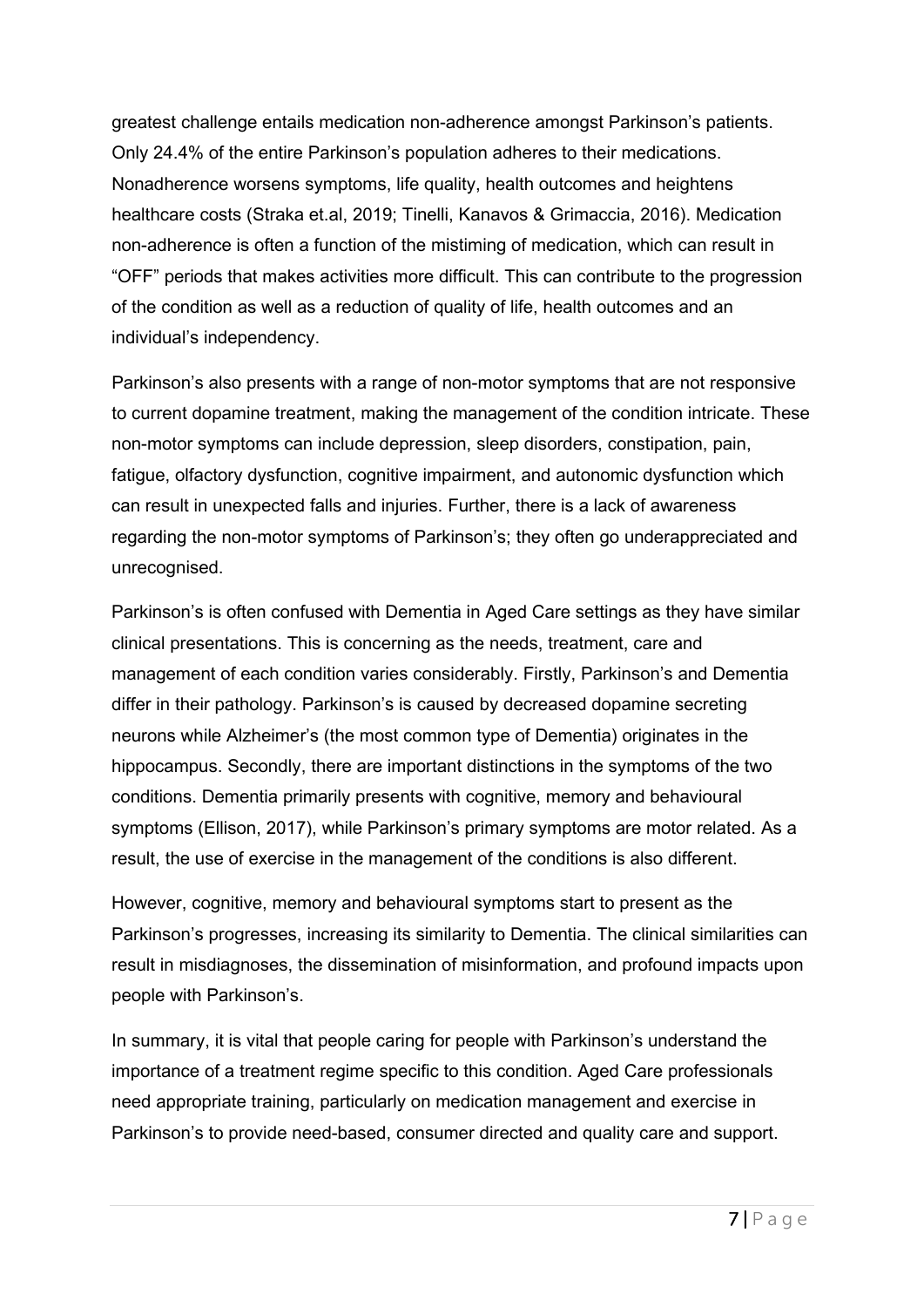greatest challenge entails medication non-adherence amongst Parkinson's patients. Only 24.4% of the entire Parkinson's population adheres to their medications. Nonadherence worsens symptoms, life quality, health outcomes and heightens healthcare costs (Straka et.al, 2019; Tinelli, Kanavos & Grimaccia, 2016). Medication non-adherence is often a function of the mistiming of medication, which can result in "OFF" periods that makes activities more difficult. This can contribute to the progression of the condition as well as a reduction of quality of life, health outcomes and an individual's independency.

Parkinson's also presents with a range of non-motor symptoms that are not responsive to current dopamine treatment, making the management of the condition intricate. These non-motor symptoms can include depression, sleep disorders, constipation, pain, fatigue, olfactory dysfunction, cognitive impairment, and autonomic dysfunction which can result in unexpected falls and injuries. Further, there is a lack of awareness regarding the non-motor symptoms of Parkinson's; they often go underappreciated and unrecognised.

Parkinson's is often confused with Dementia in Aged Care settings as they have similar clinical presentations. This is concerning as the needs, treatment, care and management of each condition varies considerably. Firstly, Parkinson's and Dementia differ in their pathology. Parkinson's is caused by decreased dopamine secreting neurons while Alzheimer's (the most common type of Dementia) originates in the hippocampus. Secondly, there are important distinctions in the symptoms of the two conditions. Dementia primarily presents with cognitive, memory and behavioural symptoms (Ellison, 2017), while Parkinson's primary symptoms are motor related. As a result, the use of exercise in the management of the conditions is also different.

However, cognitive, memory and behavioural symptoms start to present as the Parkinson's progresses, increasing its similarity to Dementia. The clinical similarities can result in misdiagnoses, the dissemination of misinformation, and profound impacts upon people with Parkinson's.

In summary, it is vital that people caring for people with Parkinson's understand the importance of a treatment regime specific to this condition. Aged Care professionals need appropriate training, particularly on medication management and exercise in Parkinson's to provide need-based, consumer directed and quality care and support.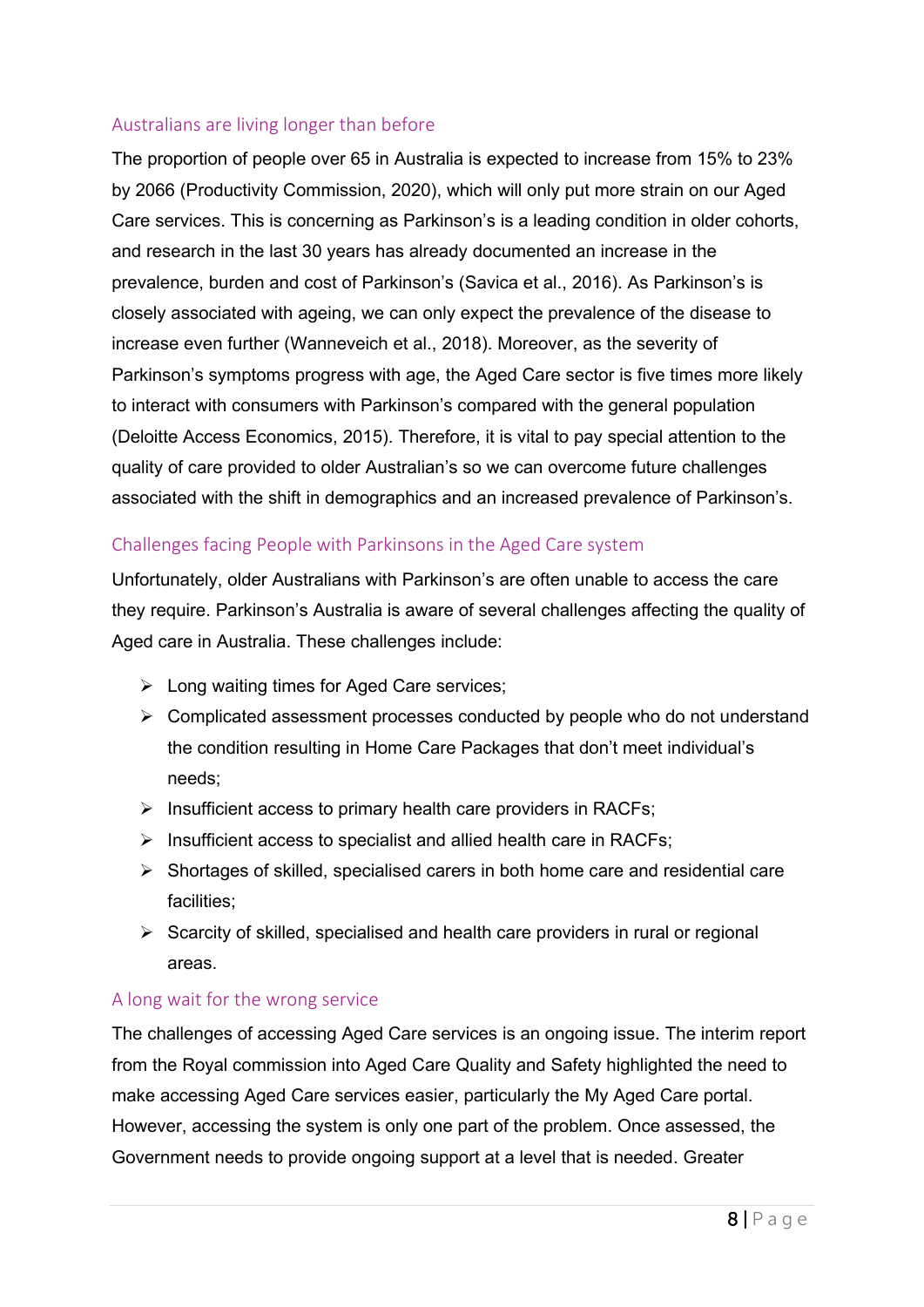## Australians are living longer than before

The proportion of people over 65 in Australia is expected to increase from 15% to 23% by 2066 (Productivity Commission, 2020), which will only put more strain on our Aged Care services. This is concerning as Parkinson's is a leading condition in older cohorts, and research in the last 30 years has already documented an increase in the prevalence, burden and cost of Parkinson's (Savica et al., 2016). As Parkinson's is closely associated with ageing, we can only expect the prevalence of the disease to increase even further (Wanneveich et al., 2018). Moreover, as the severity of Parkinson's symptoms progress with age, the Aged Care sector is five times more likely to interact with consumers with Parkinson's compared with the general population (Deloitte Access Economics, 2015). Therefore, it is vital to pay special attention to the quality of care provided to older Australian's so we can overcome future challenges associated with the shift in demographics and an increased prevalence of Parkinson's.

## Challenges facing People with Parkinsons in the Aged Care system

Unfortunately, older Australians with Parkinson's are often unable to access the care they require. Parkinson's Australia is aware of several challenges affecting the quality of Aged care in Australia. These challenges include:

- Long waiting times for Aged Care services;
- Complicated assessment processes conducted by people who do not understand the condition resulting in Home Care Packages that don't meet individual's needs;
- Insufficient access to primary health care providers in RACFs;
- Insufficient access to specialist and allied health care in RACFs;
- Shortages of skilled, specialised carers in both home care and residential care facilities;
- Scarcity of skilled, specialised and health care providers in rural or regional areas.

## A long wait for the wrong service

The challenges of accessing Aged Care services is an ongoing issue. The interim report from the Royal commission into Aged Care Quality and Safety highlighted the need to make accessing Aged Care services easier, particularly the My Aged Care portal. However, accessing the system is only one part of the problem. Once assessed, the Government needs to provide ongoing support at a level that is needed. Greater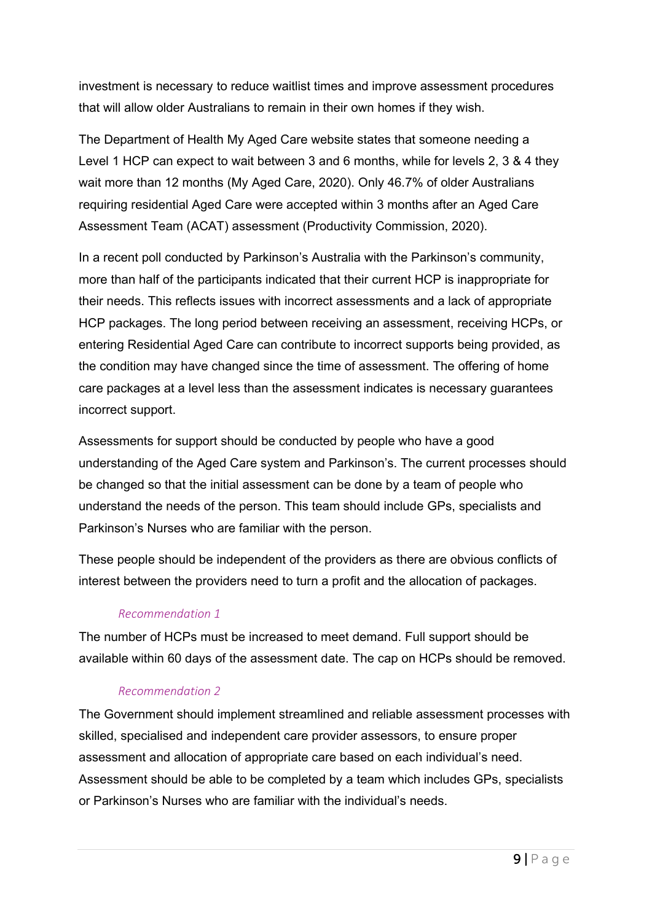investment is necessary to reduce waitlist times and improve assessment procedures that will allow older Australians to remain in their own homes if they wish.

The Department of Health My Aged Care website states that someone needing a Level 1 HCP can expect to wait between 3 and 6 months, while for levels 2, 3 & 4 they wait more than 12 months (My Aged Care, 2020). Only 46.7% of older Australians requiring residential Aged Care were accepted within 3 months after an Aged Care Assessment Team (ACAT) assessment (Productivity Commission, 2020).

In a recent poll conducted by Parkinson's Australia with the Parkinson's community, more than half of the participants indicated that their current HCP is inappropriate for their needs. This reflects issues with incorrect assessments and a lack of appropriate HCP packages. The long period between receiving an assessment, receiving HCPs, or entering Residential Aged Care can contribute to incorrect supports being provided, as the condition may have changed since the time of assessment. The offering of home care packages at a level less than the assessment indicates is necessary guarantees incorrect support.

Assessments for support should be conducted by people who have a good understanding of the Aged Care system and Parkinson's. The current processes should be changed so that the initial assessment can be done by a team of people who understand the needs of the person. This team should include GPs, specialists and Parkinson's Nurses who are familiar with the person.

These people should be independent of the providers as there are obvious conflicts of interest between the providers need to turn a profit and the allocation of packages.

*Recommendation 1*

The number of HCPs must be increased to meet demand. Full support should be available within 60 days of the assessment date. The cap on HCPs should be removed.

*Recommendation 2*

The Government should implement streamlined and reliable assessment processes with skilled, specialised and independent care provider assessors, to ensure proper assessment and allocation of appropriate care based on each individual's need. Assessment should be able to be completed by a team which includes GPs, specialists or Parkinson's Nurses who are familiar with the individual's needs.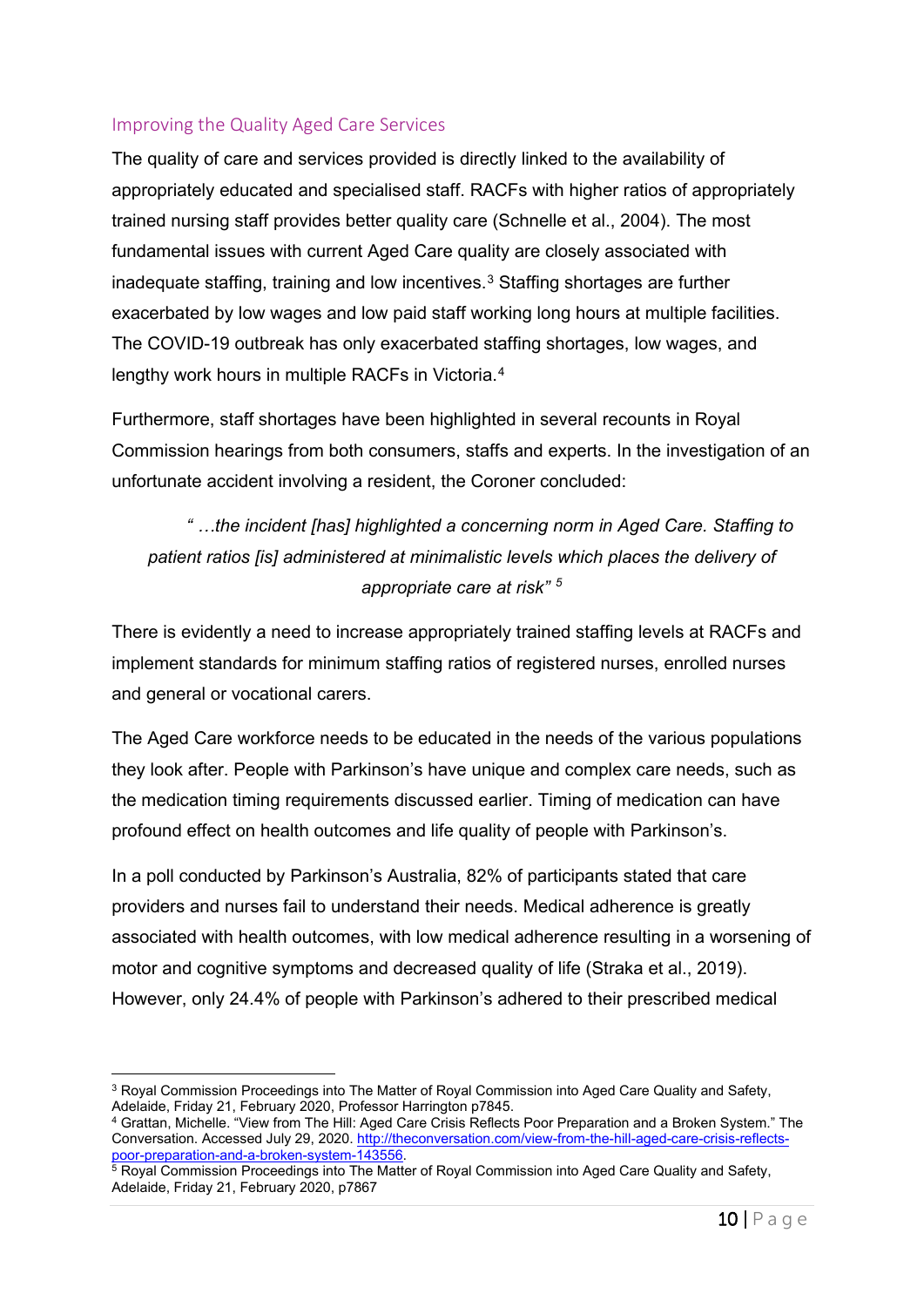## Improving the Quality Aged Care Services

The quality of care and services provided is directly linked to the availability of appropriately educated and specialised staff. RACFs with higher ratios of appropriately trained nursing staff provides better quality care (Schnelle et al., 2004). The most fundamental issues with current Aged Care quality are closely associated with inadequate staffing, training and low incentives.[3] Staffing shortages are further exacerbated by low wages and low paid staff working long hours at multiple facilities. The COVID-19 outbreak has only exacerbated staffing shortages, low wages, and lengthy work hours in multiple RACFs in Victoria.[4]

Furthermore, staff shortages have been highlighted in several recounts in Royal Commission hearings from both consumers, staffs and experts. In the investigation of an unfortunate accident involving a resident, the Coroner concluded:

> *" …the incident [has] highlighted a concerning norm in Aged Care. Staffing to patient ratios [is] administered at minimalistic levels which places the delivery of appropriate care at risk"* [5]

There is evidently a need to increase appropriately trained staffing levels at RACFs and implement standards for minimum staffing ratios of registered nurses, enrolled nurses and general or vocational carers.

The Aged Care workforce needs to be educated in the needs of the various populations they look after. People with Parkinson's have unique and complex care needs, such as the medication timing requirements discussed earlier. Timing of medication can have profound effect on health outcomes and life quality of people with Parkinson's.

In a poll conducted by Parkinson's Australia, 82% of participants stated that care providers and nurses fail to understand their needs. Medical adherence is greatly associated with health outcomes, with low medical adherence resulting in a worsening of motor and cognitive symptoms and decreased quality of life (Straka et al., 2019). However, only 24.4% of people with Parkinson's adhered to their prescribed medical

---

[3] Royal Commission Proceedings into The Matter of Royal Commission into Aged Care Quality and Safety, Adelaide, Friday 21, February 2020, Professor Harrington p7845.

[4] Grattan, Michelle. "View from The Hill: Aged Care Crisis Reflects Poor Preparation and a Broken System." The Conversation. Accessed July 29, 2020. http://theconversation.com/view-from-the-hill-aged-care-crisis-reflects-poor-preparation-and-a-broken-system-143556.

[5] Royal Commission Proceedings into The Matter of Royal Commission into Aged Care Quality and Safety, Adelaide, Friday 21, February 2020, p7867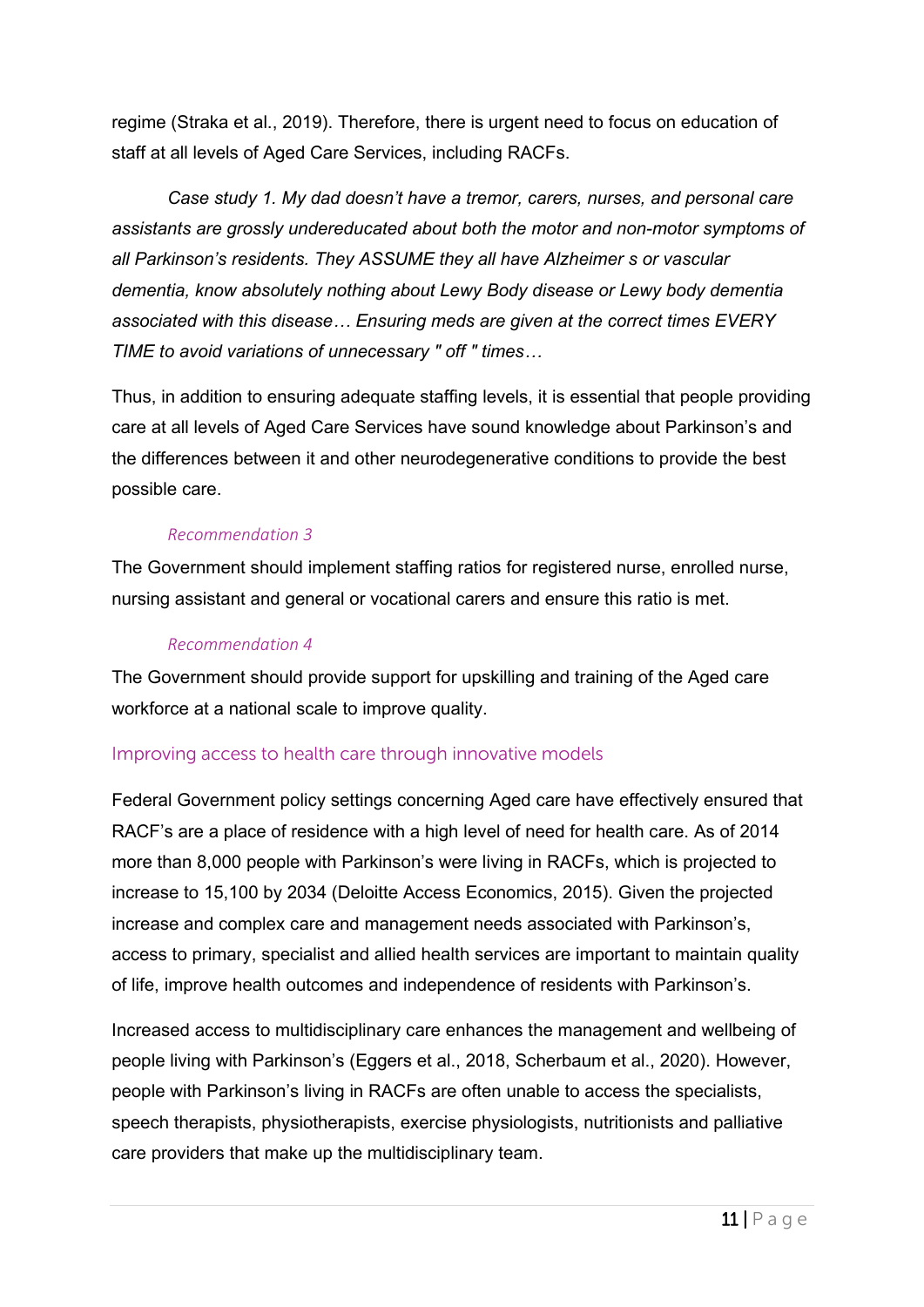regime (Straka et al., 2019). Therefore, there is urgent need to focus on education of staff at all levels of Aged Care Services, including RACFs.

*Case study 1. My dad doesn't have a tremor, carers, nurses, and personal care assistants are grossly undereducated about both the motor and non-motor symptoms of all Parkinson's residents. They ASSUME they all have Alzheimer s or vascular dementia, know absolutely nothing about Lewy Body disease or Lewy body dementia associated with this disease… Ensuring meds are given at the correct times EVERY TIME to avoid variations of unnecessary " off " times…*

Thus, in addition to ensuring adequate staffing levels, it is essential that people providing care at all levels of Aged Care Services have sound knowledge about Parkinson's and the differences between it and other neurodegenerative conditions to provide the best possible care.

#### *Recommendation 3*

The Government should implement staffing ratios for registered nurse, enrolled nurse, nursing assistant and general or vocational carers and ensure this ratio is met.

#### *Recommendation 4*

The Government should provide support for upskilling and training of the Aged care workforce at a national scale to improve quality.

## Improving access to health care through innovative models

Federal Government policy settings concerning Aged care have effectively ensured that RACF's are a place of residence with a high level of need for health care. As of 2014 more than 8,000 people with Parkinson's were living in RACFs, which is projected to increase to 15,100 by 2034 (Deloitte Access Economics, 2015). Given the projected increase and complex care and management needs associated with Parkinson's, access to primary, specialist and allied health services are important to maintain quality of life, improve health outcomes and independence of residents with Parkinson's.

Increased access to multidisciplinary care enhances the management and wellbeing of people living with Parkinson's (Eggers et al., 2018, Scherbaum et al., 2020). However, people with Parkinson's living in RACFs are often unable to access the specialists, speech therapists, physiotherapists, exercise physiologists, nutritionists and palliative care providers that make up the multidisciplinary team.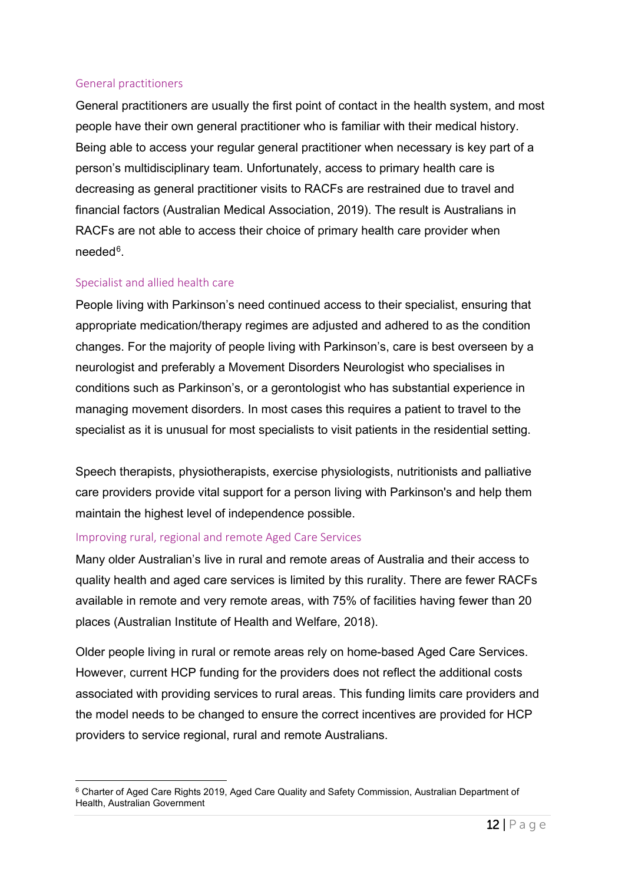### General practitioners

General practitioners are usually the first point of contact in the health system, and most people have their own general practitioner who is familiar with their medical history. Being able to access your regular general practitioner when necessary is key part of a person's multidisciplinary team. Unfortunately, access to primary health care is decreasing as general practitioner visits to RACFs are restrained due to travel and financial factors (Australian Medical Association, 2019). The result is Australians in RACFs are not able to access their choice of primary health care provider when needed[6].

### Specialist and allied health care

People living with Parkinson's need continued access to their specialist, ensuring that appropriate medication/therapy regimes are adjusted and adhered to as the condition changes. For the majority of people living with Parkinson's, care is best overseen by a neurologist and preferably a Movement Disorders Neurologist who specialises in conditions such as Parkinson's, or a gerontologist who has substantial experience in managing movement disorders. In most cases this requires a patient to travel to the specialist as it is unusual for most specialists to visit patients in the residential setting.

Speech therapists, physiotherapists, exercise physiologists, nutritionists and palliative care providers provide vital support for a person living with Parkinson's and help them maintain the highest level of independence possible.

### Improving rural, regional and remote Aged Care Services

Many older Australian's live in rural and remote areas of Australia and their access to quality health and aged care services is limited by this rurality. There are fewer RACFs available in remote and very remote areas, with 75% of facilities having fewer than 20 places (Australian Institute of Health and Welfare, 2018).

Older people living in rural or remote areas rely on home-based Aged Care Services. However, current HCP funding for the providers does not reflect the additional costs associated with providing services to rural areas. This funding limits care providers and the model needs to be changed to ensure the correct incentives are provided for HCP providers to service regional, rural and remote Australians.

---

[6] Charter of Aged Care Rights 2019, Aged Care Quality and Safety Commission, Australian Department of Health, Australian Government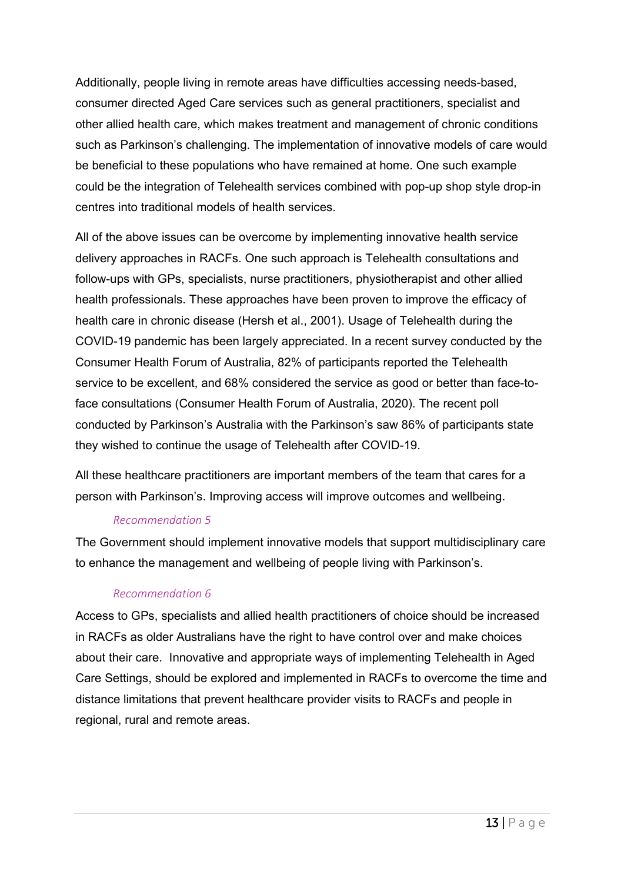Additionally, people living in remote areas have difficulties accessing needs-based, consumer directed Aged Care services such as general practitioners, specialist and other allied health care, which makes treatment and management of chronic conditions such as Parkinson's challenging. The implementation of innovative models of care would be beneficial to these populations who have remained at home. One such example could be the integration of Telehealth services combined with pop-up shop style drop-in centres into traditional models of health services.

All of the above issues can be overcome by implementing innovative health service delivery approaches in RACFs. One such approach is Telehealth consultations and follow-ups with GPs, specialists, nurse practitioners, physiotherapist and other allied health professionals. These approaches have been proven to improve the efficacy of health care in chronic disease (Hersh et al., 2001). Usage of Telehealth during the COVID-19 pandemic has been largely appreciated. In a recent survey conducted by the Consumer Health Forum of Australia, 82% of participants reported the Telehealth service to be excellent, and 68% considered the service as good or better than face-to-face consultations (Consumer Health Forum of Australia, 2020). The recent poll conducted by Parkinson's Australia with the Parkinson's saw 86% of participants state they wished to continue the usage of Telehealth after COVID-19.

All these healthcare practitioners are important members of the team that cares for a person with Parkinson's. Improving access will improve outcomes and wellbeing.

*Recommendation 5*

The Government should implement innovative models that support multidisciplinary care to enhance the management and wellbeing of people living with Parkinson's.

*Recommendation 6*

Access to GPs, specialists and allied health practitioners of choice should be increased in RACFs as older Australians have the right to have control over and make choices about their care. Innovative and appropriate ways of implementing Telehealth in Aged Care Settings, should be explored and implemented in RACFs to overcome the time and distance limitations that prevent healthcare provider visits to RACFs and people in regional, rural and remote areas.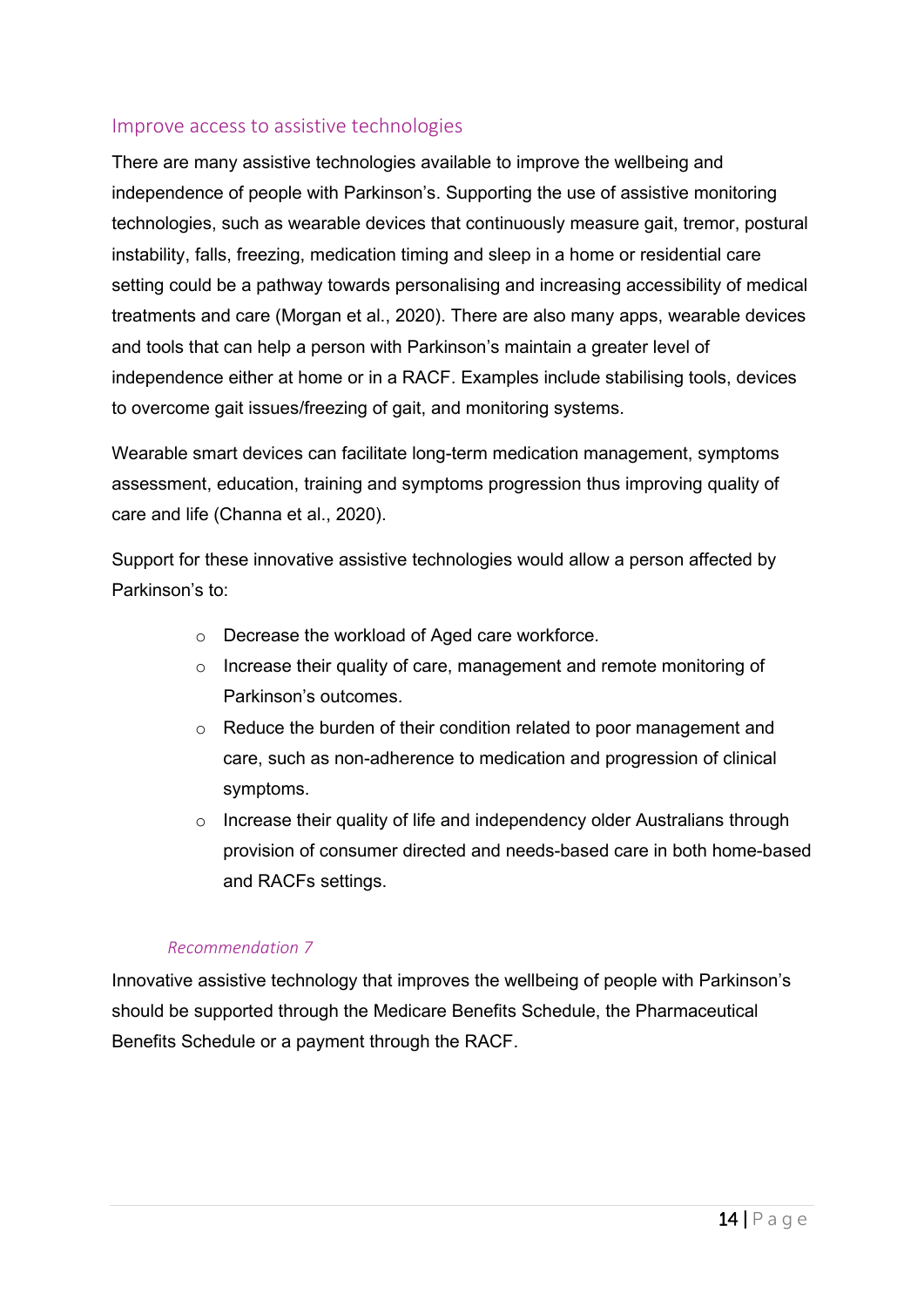## Improve access to assistive technologies

There are many assistive technologies available to improve the wellbeing and independence of people with Parkinson's. Supporting the use of assistive monitoring technologies, such as wearable devices that continuously measure gait, tremor, postural instability, falls, freezing, medication timing and sleep in a home or residential care setting could be a pathway towards personalising and increasing accessibility of medical treatments and care (Morgan et al., 2020). There are also many apps, wearable devices and tools that can help a person with Parkinson's maintain a greater level of independence either at home or in a RACF. Examples include stabilising tools, devices to overcome gait issues/freezing of gait, and monitoring systems.

Wearable smart devices can facilitate long-term medication management, symptoms assessment, education, training and symptoms progression thus improving quality of care and life (Channa et al., 2020).

Support for these innovative assistive technologies would allow a person affected by Parkinson's to:

- Decrease the workload of Aged care workforce.
- Increase their quality of care, management and remote monitoring of Parkinson's outcomes.
- Reduce the burden of their condition related to poor management and care, such as non-adherence to medication and progression of clinical symptoms.
- Increase their quality of life and independency older Australians through provision of consumer directed and needs-based care in both home-based and RACFs settings.

*Recommendation 7*

Innovative assistive technology that improves the wellbeing of people with Parkinson's should be supported through the Medicare Benefits Schedule, the Pharmaceutical Benefits Schedule or a payment through the RACF.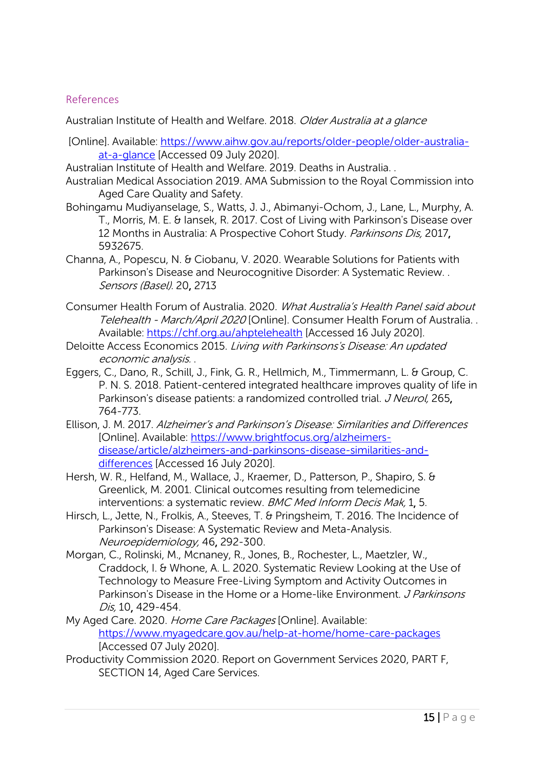## References

Australian Institute of Health and Welfare. 2018. *Older Australia at a glance*

[Online]. Available: https://www.aihw.gov.au/reports/older-people/older-australia-at-a-glance [Accessed 09 July 2020].

Australian Institute of Health and Welfare. 2019. Deaths in Australia. .

Australian Medical Association 2019. AMA Submission to the Royal Commission into Aged Care Quality and Safety.

Bohingamu Mudiyanselage, S., Watts, J. J., Abimanyi-Ochom, J., Lane, L., Murphy, A. T., Morris, M. E. & Iansek, R. 2017. Cost of Living with Parkinson's Disease over 12 Months in Australia: A Prospective Cohort Study. *Parkinsons Dis,* 2017, 5932675.

Channa, A., Popescu, N. & Ciobanu, V. 2020. Wearable Solutions for Patients with Parkinson's Disease and Neurocognitive Disorder: A Systematic Review. . *Sensors (Basel).* 20, 2713

Consumer Health Forum of Australia. 2020. *What Australia's Health Panel said about Telehealth - March/April 2020* [Online]. Consumer Health Forum of Australia. . Available: https://chf.org.au/ahptelehealth [Accessed 16 July 2020].

Deloitte Access Economics 2015. *Living with Parkinson's's Disease: An updated economic analysis.* .

Eggers, C., Dano, R., Schill, J., Fink, G. R., Hellmich, M., Timmermann, L. & Group, C. P. N. S. 2018. Patient-centered integrated healthcare improves quality of life in Parkinson's disease patients: a randomized controlled trial. *J Neurol,* 265, 764-773.

Ellison, J. M. 2017. *Alzheimer's and Parkinson's Disease: Similarities and Differences* [Online]. Available: https://www.brightfocus.org/alzheimers-disease/article/alzheimers-and-parkinsons-disease-similarities-and-differences [Accessed 16 July 2020].

Hersh, W. R., Helfand, M., Wallace, J., Kraemer, D., Patterson, P., Shapiro, S. & Greenlick, M. 2001. Clinical outcomes resulting from telemedicine interventions: a systematic review. *BMC Med Inform Decis Mak,* 1, 5.

Hirsch, L., Jette, N., Frolkis, A., Steeves, T. & Pringsheim, T. 2016. The Incidence of Parkinson's Disease: A Systematic Review and Meta-Analysis. *Neuroepidemiology,* 46, 292-300.

Morgan, C., Rolinski, M., Mcnaney, R., Jones, B., Rochester, L., Maetzler, W., Craddock, I. & Whone, A. L. 2020. Systematic Review Looking at the Use of Technology to Measure Free-Living Symptom and Activity Outcomes in Parkinson's Disease in the Home or a Home-like Environment. *J Parkinsons Dis,* 10, 429-454.

My Aged Care. 2020. *Home Care Packages* [Online]. Available: https://www.myagedcare.gov.au/help-at-home/home-care-packages [Accessed 07 July 2020].

Productivity Commission 2020. Report on Government Services 2020, PART F, SECTION 14, Aged Care Services.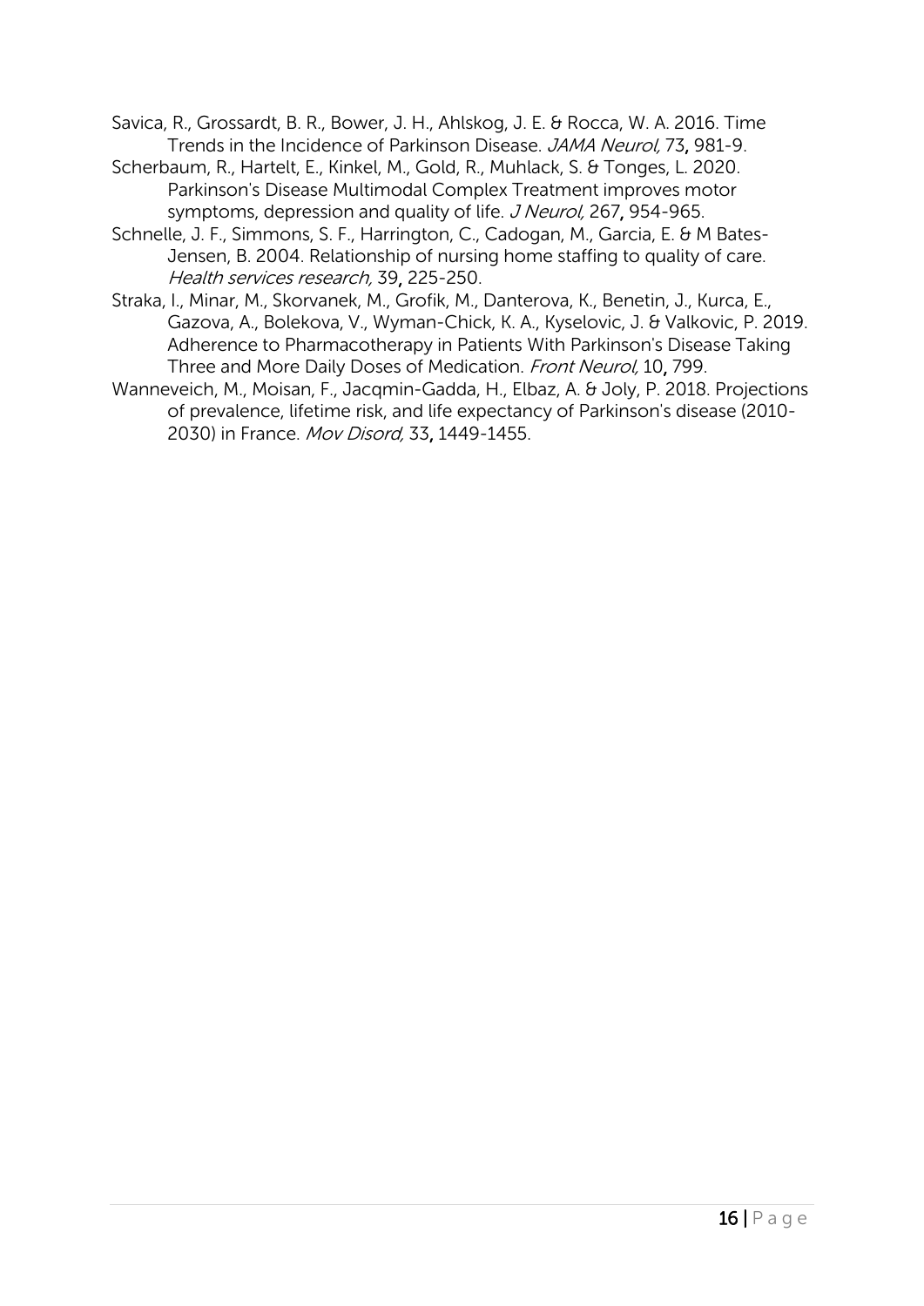Savica, R., Grossardt, B. R., Bower, J. H., Ahlskog, J. E. & Rocca, W. A. 2016. Time Trends in the Incidence of Parkinson Disease. *JAMA Neurol,* 73, 981-9.

Scherbaum, R., Hartelt, E., Kinkel, M., Gold, R., Muhlack, S. & Tonges, L. 2020. Parkinson's Disease Multimodal Complex Treatment improves motor symptoms, depression and quality of life. *J Neurol,* 267, 954-965.

Schnelle, J. F., Simmons, S. F., Harrington, C., Cadogan, M., Garcia, E. & M Bates-Jensen, B. 2004. Relationship of nursing home staffing to quality of care. *Health services research,* 39, 225-250.

Straka, I., Minar, M., Skorvanek, M., Grofik, M., Danterova, K., Benetin, J., Kurca, E., Gazova, A., Bolekova, V., Wyman-Chick, K. A., Kyselovic, J. & Valkovic, P. 2019. Adherence to Pharmacotherapy in Patients With Parkinson's Disease Taking Three and More Daily Doses of Medication. *Front Neurol,* 10, 799.

Wanneveich, M., Moisan, F., Jacqmin-Gadda, H., Elbaz, A. & Joly, P. 2018. Projections of prevalence, lifetime risk, and life expectancy of Parkinson's disease (2010-2030) in France. *Mov Disord,* 33, 1449-1455.